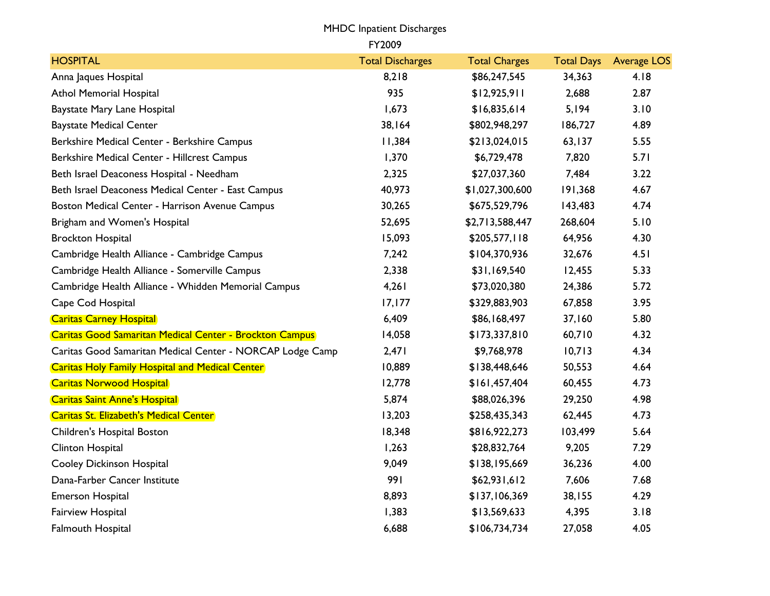MHDC Inpatient Discharges

FY2009

| HOSPITAL | Total Discharges | Total Charges | Total Days | Average LOS |
|---|---|---|---|---|
| Anna Jaques Hospital | 8,218 | $86,247,545 | 34,363 | 4.18 |
| Athol Memorial Hospital | 935 | $12,925,911 | 2,688 | 2.87 |
| Baystate Mary Lane Hospital | 1,673 | $16,835,614 | 5,194 | 3.10 |
| Baystate Medical Center | 38,164 | $802,948,297 | 186,727 | 4.89 |
| Berkshire Medical Center - Berkshire Campus | 11,384 | $213,024,015 | 63,137 | 5.55 |
| Berkshire Medical Center - Hillcrest Campus | 1,370 | $6,729,478 | 7,820 | 5.71 |
| Beth Israel Deaconess Hospital - Needham | 2,325 | $27,037,360 | 7,484 | 3.22 |
| Beth Israel Deaconess Medical Center - East Campus | 40,973 | $1,027,300,600 | 191,368 | 4.67 |
| Boston Medical Center - Harrison Avenue Campus | 30,265 | $675,529,796 | 143,483 | 4.74 |
| Brigham and Women's Hospital | 52,695 | $2,713,588,447 | 268,604 | 5.10 |
| Brockton Hospital | 15,093 | $205,577,118 | 64,956 | 4.30 |
| Cambridge Health Alliance - Cambridge Campus | 7,242 | $104,370,936 | 32,676 | 4.51 |
| Cambridge Health Alliance - Somerville Campus | 2,338 | $31,169,540 | 12,455 | 5.33 |
| Cambridge Health Alliance - Whidden Memorial Campus | 4,261 | $73,020,380 | 24,386 | 5.72 |
| Cape Cod Hospital | 17,177 | $329,883,903 | 67,858 | 3.95 |
| Caritas Carney Hospital | 6,409 | $86,168,497 | 37,160 | 5.80 |
| Caritas Good Samaritan Medical Center - Brockton Campus | 14,058 | $173,337,810 | 60,710 | 4.32 |
| Caritas Good Samaritan Medical Center - NORCAP Lodge Camp | 2,471 | $9,768,978 | 10,713 | 4.34 |
| Caritas Holy Family Hospital and Medical Center | 10,889 | $138,448,646 | 50,553 | 4.64 |
| Caritas Norwood Hospital | 12,778 | $161,457,404 | 60,455 | 4.73 |
| Caritas Saint Anne's Hospital | 5,874 | $88,026,396 | 29,250 | 4.98 |
| Caritas St. Elizabeth's Medical Center | 13,203 | $258,435,343 | 62,445 | 4.73 |
| Children's Hospital Boston | 18,348 | $816,922,273 | 103,499 | 5.64 |
| Clinton Hospital | 1,263 | $28,832,764 | 9,205 | 7.29 |
| Cooley Dickinson Hospital | 9,049 | $138,195,669 | 36,236 | 4.00 |
| Dana-Farber Cancer Institute | 991 | $62,931,612 | 7,606 | 7.68 |
| Emerson Hospital | 8,893 | $137,106,369 | 38,155 | 4.29 |
| Fairview Hospital | 1,383 | $13,569,633 | 4,395 | 3.18 |
| Falmouth Hospital | 6,688 | $106,734,734 | 27,058 | 4.05 |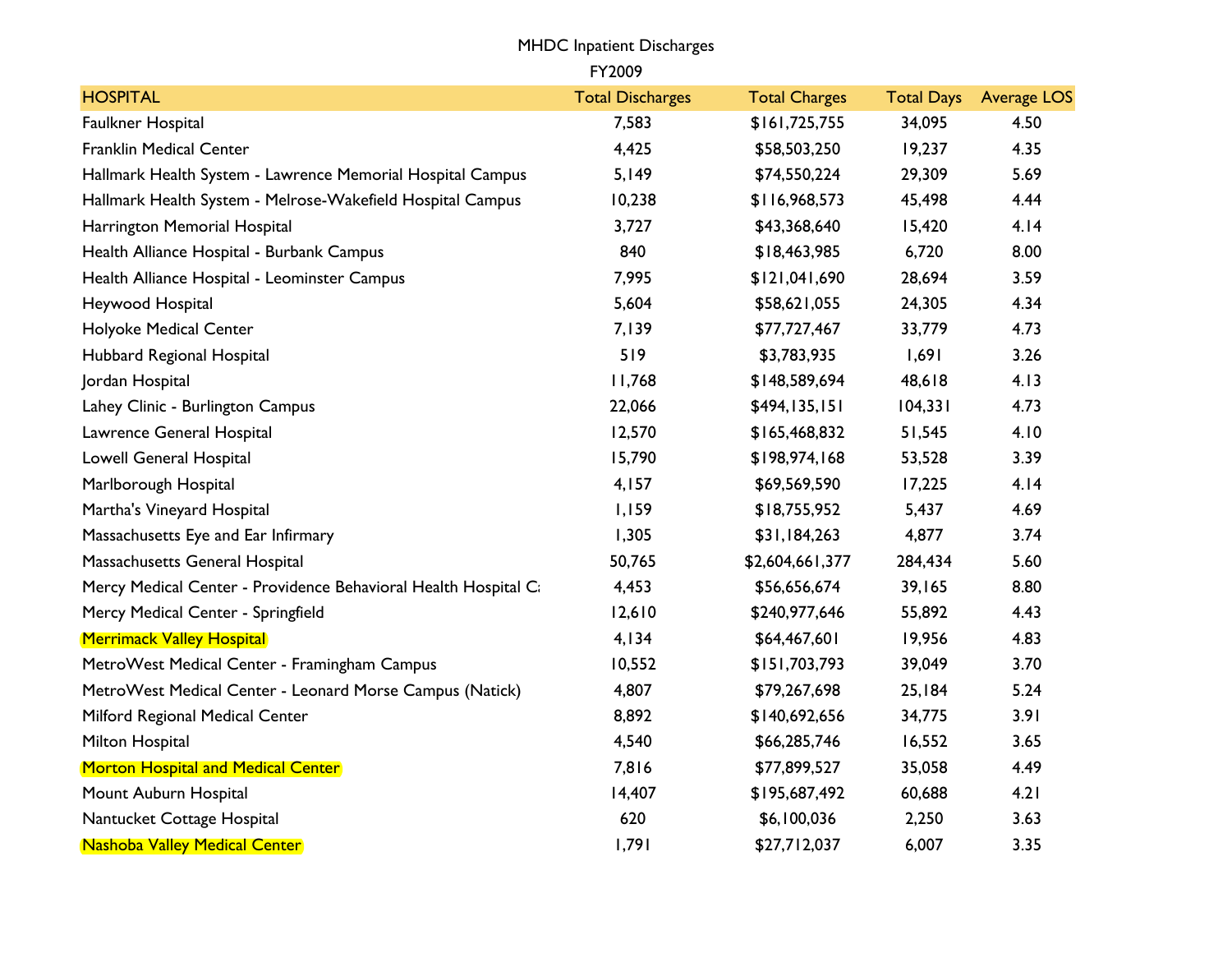MHDC Inpatient Discharges

FY2009

| HOSPITAL | Total Discharges | Total Charges | Total Days | Average LOS |
|---|---|---|---|---|
| Faulkner Hospital | 7,583 | $161,725,755 | 34,095 | 4.50 |
| Franklin Medical Center | 4,425 | $58,503,250 | 19,237 | 4.35 |
| Hallmark Health System - Lawrence Memorial Hospital Campus | 5,149 | $74,550,224 | 29,309 | 5.69 |
| Hallmark Health System - Melrose-Wakefield Hospital Campus | 10,238 | $116,968,573 | 45,498 | 4.44 |
| Harrington Memorial Hospital | 3,727 | $43,368,640 | 15,420 | 4.14 |
| Health Alliance Hospital - Burbank Campus | 840 | $18,463,985 | 6,720 | 8.00 |
| Health Alliance Hospital - Leominster Campus | 7,995 | $121,041,690 | 28,694 | 3.59 |
| Heywood Hospital | 5,604 | $58,621,055 | 24,305 | 4.34 |
| Holyoke Medical Center | 7,139 | $77,727,467 | 33,779 | 4.73 |
| Hubbard Regional Hospital | 519 | $3,783,935 | 1,691 | 3.26 |
| Jordan Hospital | 11,768 | $148,589,694 | 48,618 | 4.13 |
| Lahey Clinic - Burlington Campus | 22,066 | $494,135,151 | 104,331 | 4.73 |
| Lawrence General Hospital | 12,570 | $165,468,832 | 51,545 | 4.10 |
| Lowell General Hospital | 15,790 | $198,974,168 | 53,528 | 3.39 |
| Marlborough Hospital | 4,157 | $69,569,590 | 17,225 | 4.14 |
| Martha's Vineyard Hospital | 1,159 | $18,755,952 | 5,437 | 4.69 |
| Massachusetts Eye and Ear Infirmary | 1,305 | $31,184,263 | 4,877 | 3.74 |
| Massachusetts General Hospital | 50,765 | $2,604,661,377 | 284,434 | 5.60 |
| Mercy Medical Center - Providence Behavioral Health Hospital Ca | 4,453 | $56,656,674 | 39,165 | 8.80 |
| Mercy Medical Center - Springfield | 12,610 | $240,977,646 | 55,892 | 4.43 |
| Merrimack Valley Hospital | 4,134 | $64,467,601 | 19,956 | 4.83 |
| MetroWest Medical Center - Framingham Campus | 10,552 | $151,703,793 | 39,049 | 3.70 |
| MetroWest Medical Center - Leonard Morse Campus (Natick) | 4,807 | $79,267,698 | 25,184 | 5.24 |
| Milford Regional Medical Center | 8,892 | $140,692,656 | 34,775 | 3.91 |
| Milton Hospital | 4,540 | $66,285,746 | 16,552 | 3.65 |
| Morton Hospital and Medical Center | 7,816 | $77,899,527 | 35,058 | 4.49 |
| Mount Auburn Hospital | 14,407 | $195,687,492 | 60,688 | 4.21 |
| Nantucket Cottage Hospital | 620 | $6,100,036 | 2,250 | 3.63 |
| Nashoba Valley Medical Center | 1,791 | $27,712,037 | 6,007 | 3.35 |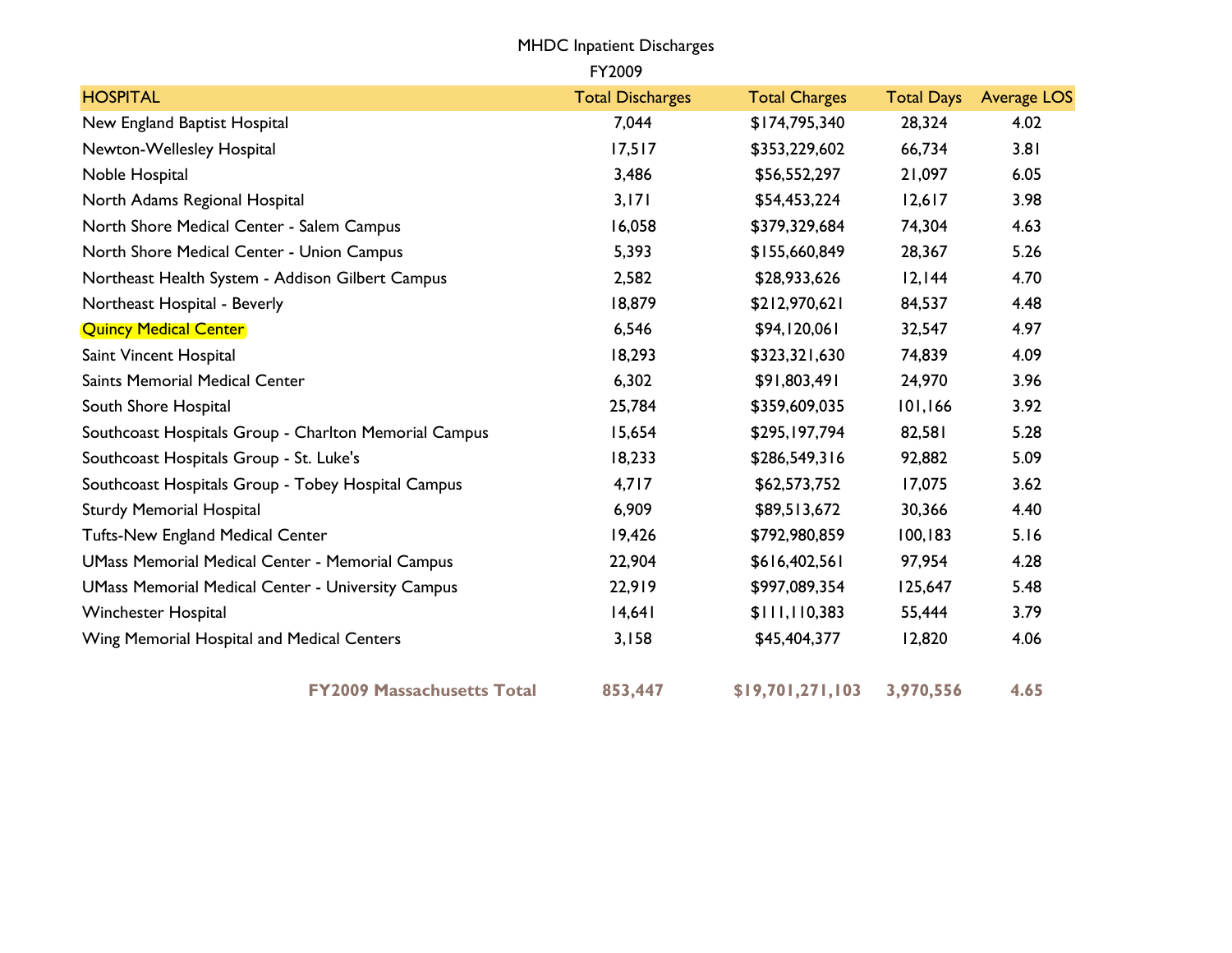MHDC Inpatient Discharges

FY2009

| HOSPITAL | Total Discharges | Total Charges | Total Days | Average LOS |
|---|---|---|---|---|
| New England Baptist Hospital | 7,044 | $174,795,340 | 28,324 | 4.02 |
| Newton-Wellesley Hospital | 17,517 | $353,229,602 | 66,734 | 3.81 |
| Noble Hospital | 3,486 | $56,552,297 | 21,097 | 6.05 |
| North Adams Regional Hospital | 3,171 | $54,453,224 | 12,617 | 3.98 |
| North Shore Medical Center - Salem Campus | 16,058 | $379,329,684 | 74,304 | 4.63 |
| North Shore Medical Center - Union Campus | 5,393 | $155,660,849 | 28,367 | 5.26 |
| Northeast Health System - Addison Gilbert Campus | 2,582 | $28,933,626 | 12,144 | 4.70 |
| Northeast Hospital - Beverly | 18,879 | $212,970,621 | 84,537 | 4.48 |
| Quincy Medical Center | 6,546 | $94,120,061 | 32,547 | 4.97 |
| Saint Vincent Hospital | 18,293 | $323,321,630 | 74,839 | 4.09 |
| Saints Memorial Medical Center | 6,302 | $91,803,491 | 24,970 | 3.96 |
| South Shore Hospital | 25,784 | $359,609,035 | 101,166 | 3.92 |
| Southcoast Hospitals Group - Charlton Memorial Campus | 15,654 | $295,197,794 | 82,581 | 5.28 |
| Southcoast Hospitals Group - St. Luke's | 18,233 | $286,549,316 | 92,882 | 5.09 |
| Southcoast Hospitals Group - Tobey Hospital Campus | 4,717 | $62,573,752 | 17,075 | 3.62 |
| Sturdy Memorial Hospital | 6,909 | $89,513,672 | 30,366 | 4.40 |
| Tufts-New England Medical Center | 19,426 | $792,980,859 | 100,183 | 5.16 |
| UMass Memorial Medical Center - Memorial Campus | 22,904 | $616,402,561 | 97,954 | 4.28 |
| UMass Memorial Medical Center - University Campus | 22,919 | $997,089,354 | 125,647 | 5.48 |
| Winchester Hospital | 14,641 | $111,110,383 | 55,444 | 3.79 |
| Wing Memorial Hospital and Medical Centers | 3,158 | $45,404,377 | 12,820 | 4.06 |
| **FY2009 Massachusetts Total** | **853,447** | **$19,701,271,103** | **3,970,556** | **4.65** |